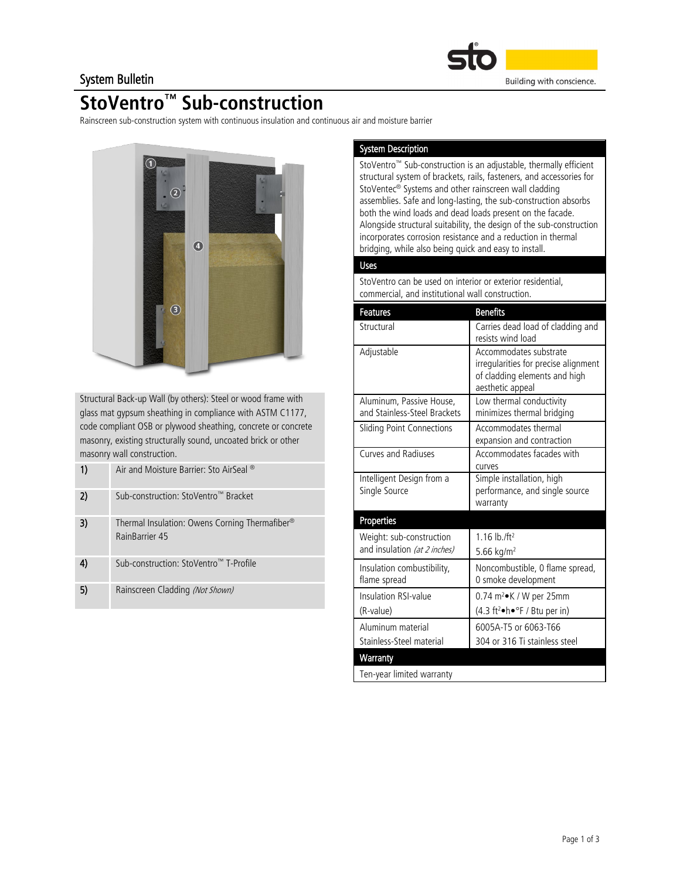System Bulletin

# StoVentro™ Sub-construction

Rainscreen sub-construction system with continuous insulation and continuous air and moisture barrier

Structural Back-up Wall (by others): Steel or wood frame with glass mat gypsum sheathing in compliance with ASTM C1177, code compliant OSB or plywood sheathing, concrete or concrete masonry, existing structurally sound, uncoated brick or other masonry wall construction.

| | |
|---|---|
| 1) | Air and Moisture Barrier: Sto AirSeal ® |
| 2) | Sub-construction: StoVentro™ Bracket |
| 3) | Thermal Insulation: Owens Corning Thermafiber® RainBarrier 45 |
| 4) | Sub-construction: StoVentro™ T-Profile |
| 5) | Rainscreen Cladding *(Not Shown)* |

## System Description

StoVentro™ Sub-construction is an adjustable, thermally efficient structural system of brackets, rails, fasteners, and accessories for StoVentec® Systems and other rainscreen wall cladding assemblies. Safe and long-lasting, the sub-construction absorbs both the wind loads and dead loads present on the facade. Alongside structural suitability, the design of the sub-construction incorporates corrosion resistance and a reduction in thermal bridging, while also being quick and easy to install.

## Uses

StoVentro can be used on interior or exterior residential, commercial, and institutional wall construction.

| Features | Benefits |
|---|---|
| Structural | Carries dead load of cladding and resists wind load |
| Adjustable | Accommodates substrate irregularities for precise alignment of cladding elements and high aesthetic appeal |
| Aluminum, Passive House, and Stainless-Steel Brackets | Low thermal conductivity minimizes thermal bridging |
| Sliding Point Connections | Accommodates thermal expansion and contraction |
| Curves and Radiuses | Accommodates facades with curves |
| Intelligent Design from a Single Source | Simple installation, high performance, and single source warranty |

## Properties

| | |
|---|---|
| Weight: sub-construction and insulation *(at 2 inches)* | 1.16 lb./ft² <br> 5.66 kg/m² |
| Insulation combustibility, flame spread | Noncombustible, 0 flame spread, 0 smoke development |
| Insulation RSI-value (R-value) | 0.74 m²•K / W per 25mm <br> (4.3 ft²•h•°F / Btu per in) |
| Aluminum material <br> Stainless-Steel material | 6005A-T5 or 6063-T66 <br> 304 or 316 Ti stainless steel |

## Warranty

Ten-year limited warranty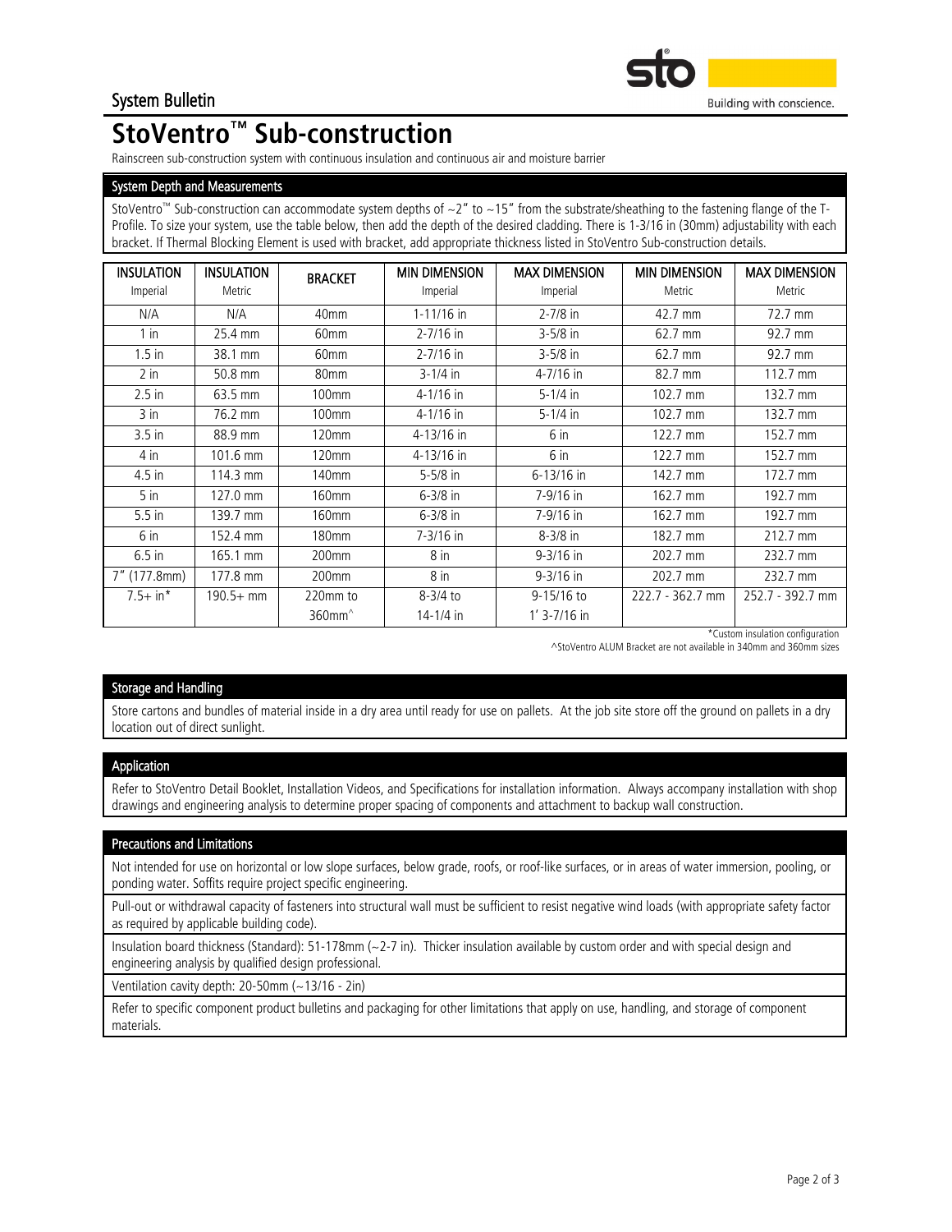System Bulletin

# StoVentro™ Sub-construction

Rainscreen sub-construction system with continuous insulation and continuous air and moisture barrier

## System Depth and Measurements

StoVentro™ Sub-construction can accommodate system depths of ~2" to ~15" from the substrate/sheathing to the fastening flange of the T-Profile. To size your system, use the table below, then add the depth of the desired cladding. There is 1-3/16 in (30mm) adjustability with each bracket. If Thermal Blocking Element is used with bracket, add appropriate thickness listed in StoVentro Sub-construction details.

| INSULATION Imperial | INSULATION Metric | BRACKET | MIN DIMENSION Imperial | MAX DIMENSION Imperial | MIN DIMENSION Metric | MAX DIMENSION Metric |
|---|---|---|---|---|---|---|
| N/A | N/A | 40mm | 1-11/16 in | 2-7/8 in | 42.7 mm | 72.7 mm |
| 1 in | 25.4 mm | 60mm | 2-7/16 in | 3-5/8 in | 62.7 mm | 92.7 mm |
| 1.5 in | 38.1 mm | 60mm | 2-7/16 in | 3-5/8 in | 62.7 mm | 92.7 mm |
| 2 in | 50.8 mm | 80mm | 3-1/4 in | 4-7/16 in | 82.7 mm | 112.7 mm |
| 2.5 in | 63.5 mm | 100mm | 4-1/16 in | 5-1/4 in | 102.7 mm | 132.7 mm |
| 3 in | 76.2 mm | 100mm | 4-1/16 in | 5-1/4 in | 102.7 mm | 132.7 mm |
| 3.5 in | 88.9 mm | 120mm | 4-13/16 in | 6 in | 122.7 mm | 152.7 mm |
| 4 in | 101.6 mm | 120mm | 4-13/16 in | 6 in | 122.7 mm | 152.7 mm |
| 4.5 in | 114.3 mm | 140mm | 5-5/8 in | 6-13/16 in | 142.7 mm | 172.7 mm |
| 5 in | 127.0 mm | 160mm | 6-3/8 in | 7-9/16 in | 162.7 mm | 192.7 mm |
| 5.5 in | 139.7 mm | 160mm | 6-3/8 in | 7-9/16 in | 162.7 mm | 192.7 mm |
| 6 in | 152.4 mm | 180mm | 7-3/16 in | 8-3/8 in | 182.7 mm | 212.7 mm |
| 6.5 in | 165.1 mm | 200mm | 8 in | 9-3/16 in | 202.7 mm | 232.7 mm |
| 7" (177.8mm) | 177.8 mm | 200mm | 8 in | 9-3/16 in | 202.7 mm | 232.7 mm |
| 7.5+ in* | 190.5+ mm | 220mm to 360mm^ | 8-3/4 to 14-1/4 in | 9-15/16 to 1' 3-7/16 in | 222.7 - 362.7 mm | 252.7 - 392.7 mm |

*Custom insulation configuration

^StoVentro ALUM Bracket are not available in 340mm and 360mm sizes

## Storage and Handling

Store cartons and bundles of material inside in a dry area until ready for use on pallets. At the job site store off the ground on pallets in a dry location out of direct sunlight.

## Application

Refer to StoVentro Detail Booklet, Installation Videos, and Specifications for installation information. Always accompany installation with shop drawings and engineering analysis to determine proper spacing of components and attachment to backup wall construction.

## Precautions and Limitations

Not intended for use on horizontal or low slope surfaces, below grade, roofs, or roof-like surfaces, or in areas of water immersion, pooling, or ponding water. Soffits require project specific engineering.

Pull-out or withdrawal capacity of fasteners into structural wall must be sufficient to resist negative wind loads (with appropriate safety factor as required by applicable building code).

Insulation board thickness (Standard): 51-178mm (~2-7 in). Thicker insulation available by custom order and with special design and engineering analysis by qualified design professional.

Ventilation cavity depth: 20-50mm (~13/16 - 2in)

Refer to specific component product bulletins and packaging for other limitations that apply on use, handling, and storage of component materials.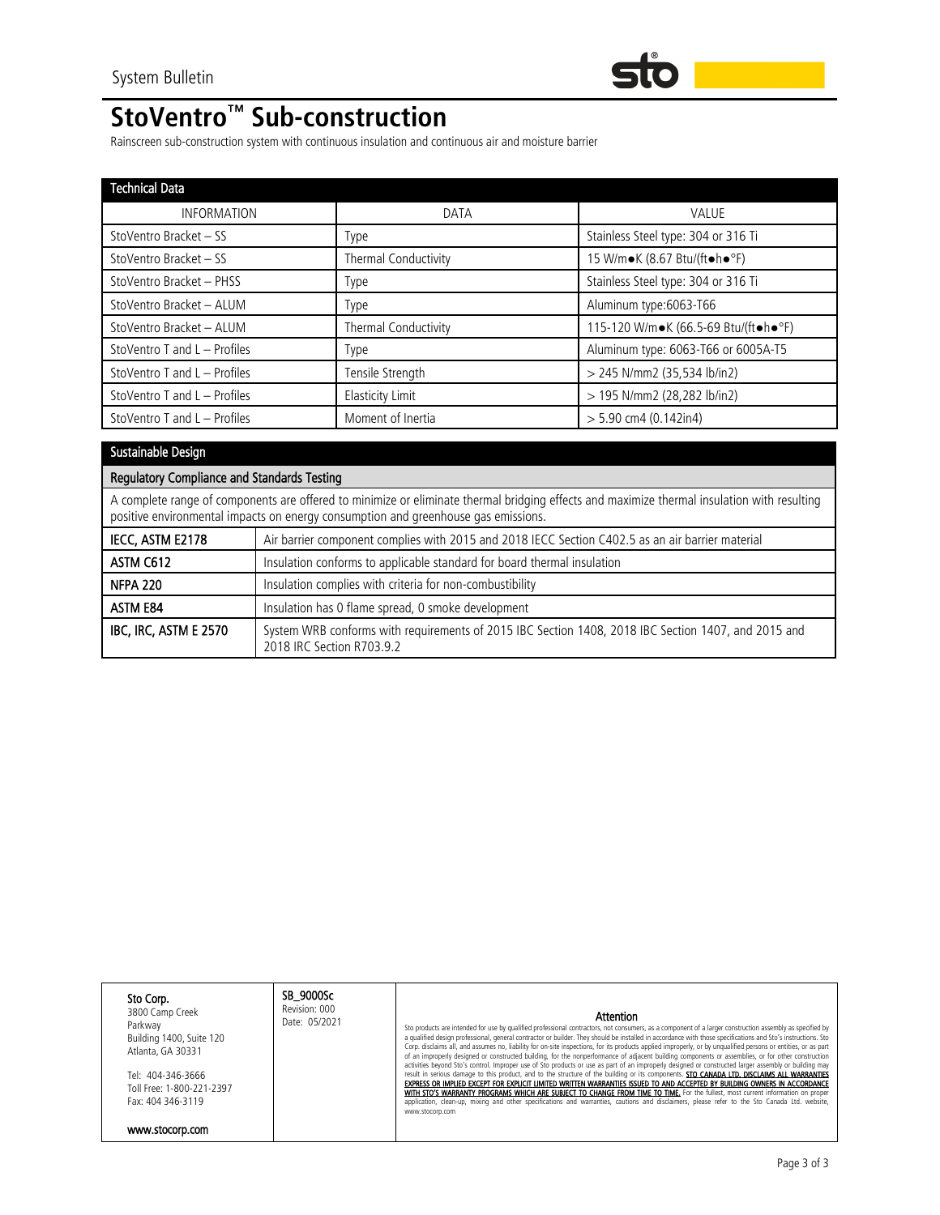System Bulletin

# StoVentro™ Sub-construction

Rainscreen sub-construction system with continuous insulation and continuous air and moisture barrier

## Technical Data

| INFORMATION | DATA | VALUE |
|---|---|---|
| StoVentro Bracket – SS | Type | Stainless Steel type: 304 or 316 Ti |
| StoVentro Bracket – SS | Thermal Conductivity | 15 W/m●K (8.67 Btu/(ft●h●°F) |
| StoVentro Bracket – PHSS | Type | Stainless Steel type: 304 or 316 Ti |
| StoVentro Bracket – ALUM | Type | Aluminum type:6063-T66 |
| StoVentro Bracket – ALUM | Thermal Conductivity | 115-120 W/m●K (66.5-69 Btu/(ft●h●°F) |
| StoVentro T and L – Profiles | Type | Aluminum type: 6063-T66 or 6005A-T5 |
| StoVentro T and L – Profiles | Tensile Strength | > 245 N/mm2 (35,534 lb/in2) |
| StoVentro T and L – Profiles | Elasticity Limit | > 195 N/mm2 (28,282 lb/in2) |
| StoVentro T and L – Profiles | Moment of Inertia | > 5.90 cm4 (0.142in4) |

## Sustainable Design

### Regulatory Compliance and Standards Testing

A complete range of components are offered to minimize or eliminate thermal bridging effects and maximize thermal insulation with resulting positive environmental impacts on energy consumption and greenhouse gas emissions.

| | |
|---|---|
| **IECC, ASTM E2178** | Air barrier component complies with 2015 and 2018 IECC Section C402.5 as an air barrier material |
| **ASTM C612** | Insulation conforms to applicable standard for board thermal insulation |
| **NFPA 220** | Insulation complies with criteria for non-combustibility |
| **ASTM E84** | Insulation has 0 flame spread, 0 smoke development |
| **IBC, IRC, ASTM E 2570** | System WRB conforms with requirements of 2015 IBC Section 1408, 2018 IBC Section 1407, and 2015 and 2018 IRC Section R703.9.2 |

**Sto Corp.**
3800 Camp Creek Parkway
Building 1400, Suite 120
Atlanta, GA 30331

Tel: 404-346-3666
Toll Free: 1-800-221-2397
Fax: 404 346-3119

**www.stocorp.com**

**SB_9000Sc**
Revision: 000
Date: 05/2021

**Attention**

Sto products are intended for use by qualified professional contractors, not consumers, as a component of a larger construction assembly as specified by a qualified design professional, general contractor or builder. They should be installed in accordance with those specifications and Sto's instructions. Sto Corp. disclaims all, and assumes no, liability for on-site inspections, for its products applied improperly, or by unqualified persons or entities, or as part of an improperly designed or constructed building, for the nonperformance of adjacent building components or assemblies, or for other construction activities beyond Sto's control. Improper use of Sto products or use as part of an improperly designed or constructed larger assembly or building may result in serious damage to this product, and to the structure of the building or its components. **STO CANADA LTD. DISCLAIMS ALL WARRANTIES EXPRESS OR IMPLIED EXCEPT FOR EXPLICIT LIMITED WRITTEN WARRANTIES ISSUED TO AND ACCEPTED BY BUILDING OWNERS IN ACCORDANCE WITH STO'S WARRANTY PROGRAMS WHICH ARE SUBJECT TO CHANGE FROM TIME TO TIME.** For the fullest, most current information on proper application, clean-up, mixing and other specifications and warranties, cautions and disclaimers, please refer to the Sto Canada Ltd. website, www.stocorp.com